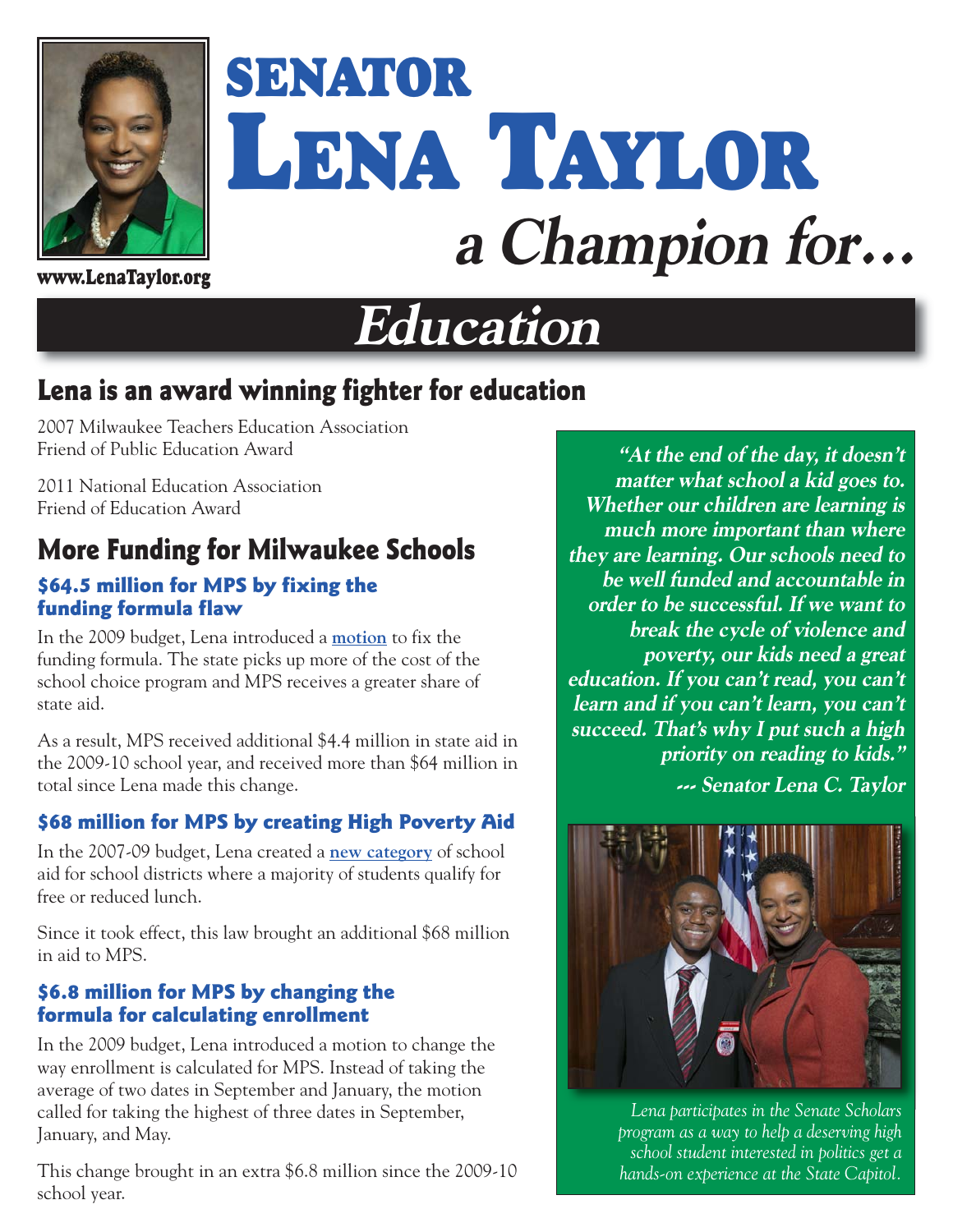# SENATOR LENA TAYLOR

## *a Champion for…*

www.LenaTaylor.org

# *Education*

## Lena is an award winning fighter for education

2007 Milwaukee Teachers Education Association
Friend of Public Education Award

2011 National Education Association
Friend of Education Award

## More Funding for Milwaukee Schools

### $64.5 million for MPS by fixing the funding formula flaw

In the 2009 budget, Lena introduced a **motion** to fix the funding formula. The state picks up more of the cost of the school choice program and MPS receives a greater share of state aid.

As a result, MPS received additional $4.4 million in state aid in the 2009-10 school year, and received more than $64 million in total since Lena made this change.

### $68 million for MPS by creating High Poverty Aid

In the 2007-09 budget, Lena created a **new category** of school aid for school districts where a majority of students qualify for free or reduced lunch.

Since it took effect, this law brought an additional $68 million in aid to MPS.

### $6.8 million for MPS by changing the formula for calculating enrollment

In the 2009 budget, Lena introduced a motion to change the way enrollment is calculated for MPS. Instead of taking the average of two dates in September and January, the motion called for taking the highest of three dates in September, January, and May.

This change brought in an extra $6.8 million since the 2009-10 school year.

***"At the end of the day, it doesn't matter what school a kid goes to. Whether our children are learning is much more important than where they are learning. Our schools need to be well funded and accountable in order to be successful. If we want to break the cycle of violence and poverty, our kids need a great education. If you can't read, you can't learn and if you can't learn, you can't succeed. That's why I put such a high priority on reading to kids."***

***--- Senator Lena C. Taylor***

*Lena participates in the Senate Scholars program as a way to help a deserving high school student interested in politics get a hands-on experience at the State Capitol.*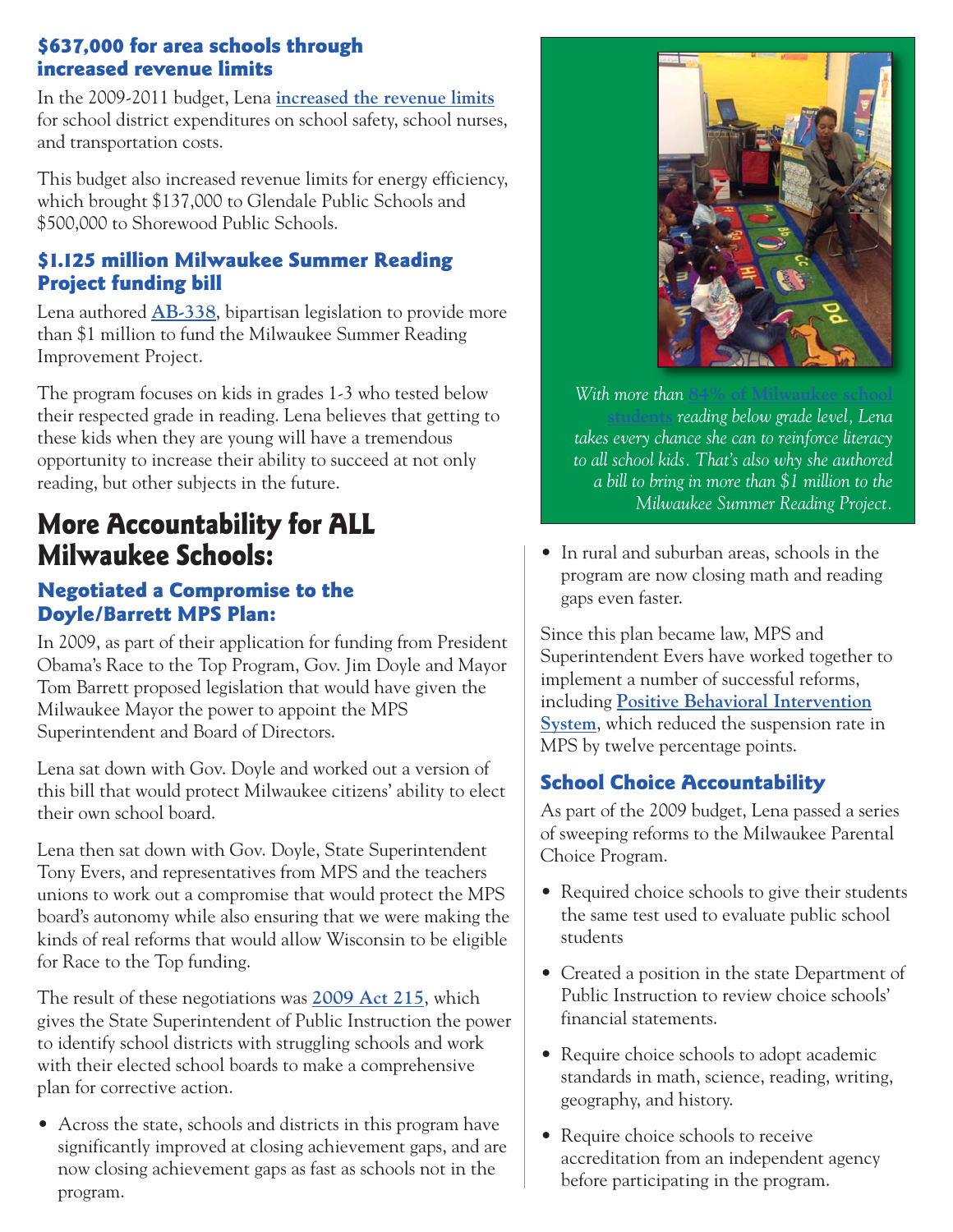### $637,000 for area schools through increased revenue limits

In the 2009-2011 budget, Lena increased the revenue limits for school district expenditures on school safety, school nurses, and transportation costs.

This budget also increased revenue limits for energy efficiency, which brought $137,000 to Glendale Public Schools and $500,000 to Shorewood Public Schools.

### $1.125 million Milwaukee Summer Reading Project funding bill

Lena authored AB-338, bipartisan legislation to provide more than $1 million to fund the Milwaukee Summer Reading Improvement Project.

The program focuses on kids in grades 1-3 who tested below their respected grade in reading. Lena believes that getting to these kids when they are young will have a tremendous opportunity to increase their ability to succeed at not only reading, but other subjects in the future.

## More Accountability for ALL Milwaukee Schools:

### Negotiated a Compromise to the Doyle/Barrett MPS Plan:

In 2009, as part of their application for funding from President Obama's Race to the Top Program, Gov. Jim Doyle and Mayor Tom Barrett proposed legislation that would have given the Milwaukee Mayor the power to appoint the MPS Superintendent and Board of Directors.

Lena sat down with Gov. Doyle and worked out a version of this bill that would protect Milwaukee citizens' ability to elect their own school board.

Lena then sat down with Gov. Doyle, State Superintendent Tony Evers, and representatives from MPS and the teachers unions to work out a compromise that would protect the MPS board's autonomy while also ensuring that we were making the kinds of real reforms that would allow Wisconsin to be eligible for Race to the Top funding.

The result of these negotiations was 2009 Act 215, which gives the State Superintendent of Public Instruction the power to identify school districts with struggling schools and work with their elected school boards to make a comprehensive plan for corrective action.

- Across the state, schools and districts in this program have significantly improved at closing achievement gaps, and are now closing achievement gaps as fast as schools not in the program.

*With more than 84% of Milwaukee school students reading below grade level, Lena takes every chance she can to reinforce literacy to all school kids. That's also why she authored a bill to bring in more than $1 million to the Milwaukee Summer Reading Project.*

- In rural and suburban areas, schools in the program are now closing math and reading gaps even faster.

Since this plan became law, MPS and Superintendent Evers have worked together to implement a number of successful reforms, including Positive Behavioral Intervention System, which reduced the suspension rate in MPS by twelve percentage points.

### School Choice Accountability

As part of the 2009 budget, Lena passed a series of sweeping reforms to the Milwaukee Parental Choice Program.

- Required choice schools to give their students the same test used to evaluate public school students
- Created a position in the state Department of Public Instruction to review choice schools' financial statements.
- Require choice schools to adopt academic standards in math, science, reading, writing, geography, and history.
- Require choice schools to receive accreditation from an independent agency before participating in the program.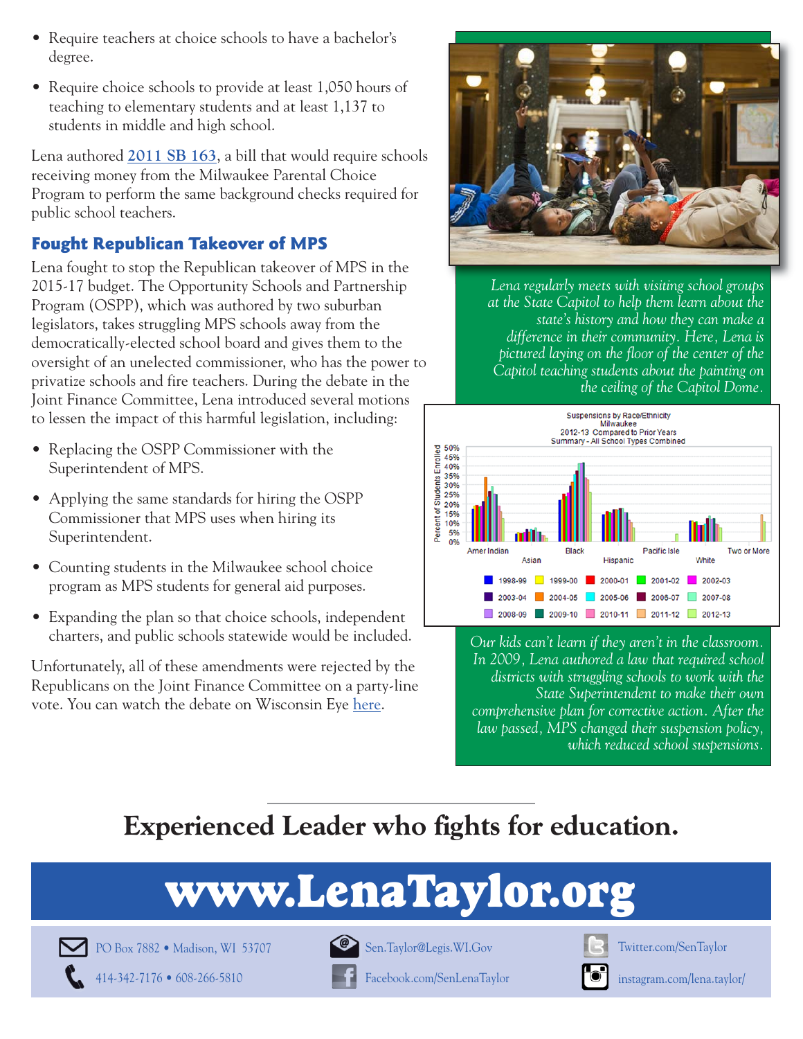- Require teachers at choice schools to have a bachelor's degree.
- Require choice schools to provide at least 1,050 hours of teaching to elementary students and at least 1,137 to students in middle and high school.

Lena authored 2011 SB 163, a bill that would require schools receiving money from the Milwaukee Parental Choice Program to perform the same background checks required for public school teachers.

## Fought Republican Takeover of MPS

Lena fought to stop the Republican takeover of MPS in the 2015-17 budget. The Opportunity Schools and Partnership Program (OSPP), which was authored by two suburban legislators, takes struggling MPS schools away from the democratically-elected school board and gives them to the oversight of an unelected commissioner, who has the power to privatize schools and fire teachers. During the debate in the Joint Finance Committee, Lena introduced several motions to lessen the impact of this harmful legislation, including:

- Replacing the OSPP Commissioner with the Superintendent of MPS.
- Applying the same standards for hiring the OSPP Commissioner that MPS uses when hiring its Superintendent.
- Counting students in the Milwaukee school choice program as MPS students for general aid purposes.
- Expanding the plan so that choice schools, independent charters, and public schools statewide would be included.

Unfortunately, all of these amendments were rejected by the Republicans on the Joint Finance Committee on a party-line vote. You can watch the debate on Wisconsin Eye here.

*Lena regularly meets with visiting school groups at the State Capitol to help them learn about the state's history and how they can make a difference in their community. Here, Lena is pictured laying on the floor of the center of the Capitol teaching students about the painting on the ceiling of the Capitol Dome.*

Suspensions by Race/Ethnicity
Milwaukee
2012-13 Compared to Prior Years
Summary - All School Types Combined

Percent of Students Enrolled
50%
45%
40%
35%
30%
25%
20%
15%
10%
5%
0%

Amer Indian
Asian
Black
Hispanic
Pacific Isle
White
Two or More

1998-99 1999-00 2000-01 2001-02 2002-03
2003-04 2004-05 2005-06 2006-07 2007-08
2008-09 2009-10 2010-11 2011-12 2012-13

*Our kids can't learn if they aren't in the classroom. In 2009, Lena authored a law that required school districts with struggling schools to work with the State Superintendent to make their own comprehensive plan for corrective action. After the law passed, MPS changed their suspension policy, which reduced school suspensions.*

# Experienced Leader who fights for education.

# www.LenaTaylor.org

PO Box 7882 • Madison, WI 53707
414-342-7176 • 608-266-5810
Sen.Taylor@Legis.WI.Gov
Facebook.com/SenLenaTaylor
Twitter.com/SenTaylor
instagram.com/lena.taylor/